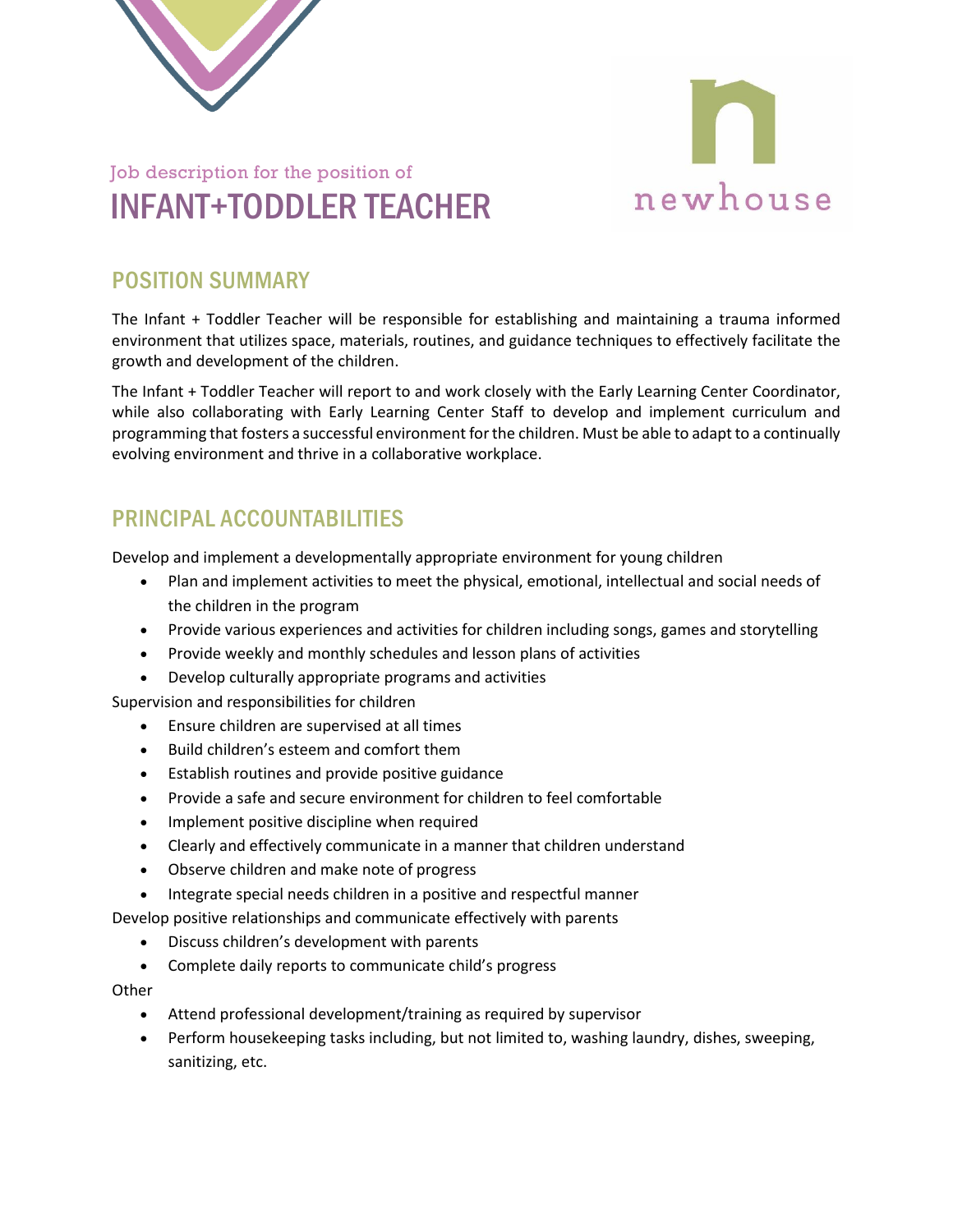Job description for the position of

# INFANT+TODDLER TEACHER

newhouse

## POSITION SUMMARY

The Infant + Toddler Teacher will be responsible for establishing and maintaining a trauma informed environment that utilizes space, materials, routines, and guidance techniques to effectively facilitate the growth and development of the children.

The Infant + Toddler Teacher will report to and work closely with the Early Learning Center Coordinator, while also collaborating with Early Learning Center Staff to develop and implement curriculum and programming that fosters a successful environment for the children. Must be able to adapt to a continually evolving environment and thrive in a collaborative workplace.

## PRINCIPAL ACCOUNTABILITIES

Develop and implement a developmentally appropriate environment for young children

- Plan and implement activities to meet the physical, emotional, intellectual and social needs of the children in the program
- Provide various experiences and activities for children including songs, games and storytelling
- Provide weekly and monthly schedules and lesson plans of activities
- Develop culturally appropriate programs and activities

Supervision and responsibilities for children

- Ensure children are supervised at all times
- Build children's esteem and comfort them
- Establish routines and provide positive guidance
- Provide a safe and secure environment for children to feel comfortable
- Implement positive discipline when required
- Clearly and effectively communicate in a manner that children understand
- Observe children and make note of progress
- Integrate special needs children in a positive and respectful manner

Develop positive relationships and communicate effectively with parents

- Discuss children's development with parents
- Complete daily reports to communicate child's progress

Other

- Attend professional development/training as required by supervisor
- Perform housekeeping tasks including, but not limited to, washing laundry, dishes, sweeping, sanitizing, etc.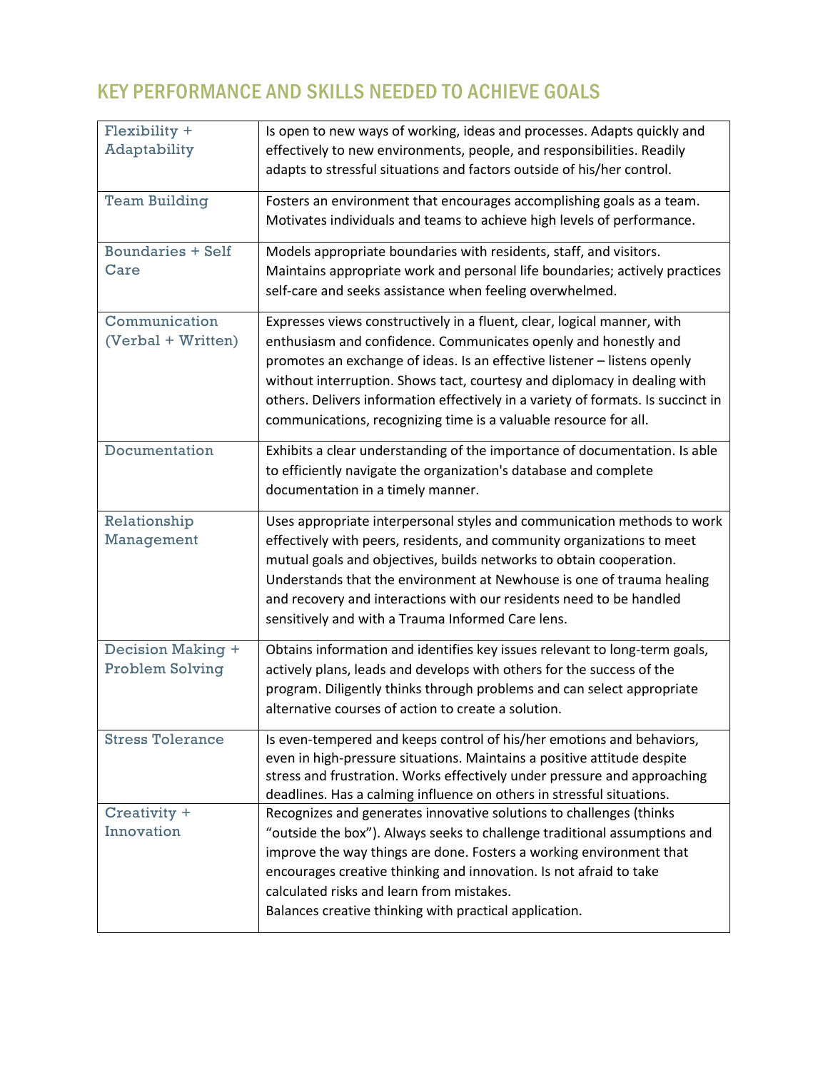## KEY PERFORMANCE AND SKILLS NEEDED TO ACHIEVE GOALS

| | |
|---|---|
| Flexibility + Adaptability | Is open to new ways of working, ideas and processes. Adapts quickly and effectively to new environments, people, and responsibilities. Readily adapts to stressful situations and factors outside of his/her control. |
| Team Building | Fosters an environment that encourages accomplishing goals as a team. Motivates individuals and teams to achieve high levels of performance. |
| Boundaries + Self Care | Models appropriate boundaries with residents, staff, and visitors. Maintains appropriate work and personal life boundaries; actively practices self-care and seeks assistance when feeling overwhelmed. |
| Communication (Verbal + Written) | Expresses views constructively in a fluent, clear, logical manner, with enthusiasm and confidence. Communicates openly and honestly and promotes an exchange of ideas. Is an effective listener – listens openly without interruption. Shows tact, courtesy and diplomacy in dealing with others. Delivers information effectively in a variety of formats. Is succinct in communications, recognizing time is a valuable resource for all. |
| Documentation | Exhibits a clear understanding of the importance of documentation. Is able to efficiently navigate the organization's database and complete documentation in a timely manner. |
| Relationship Management | Uses appropriate interpersonal styles and communication methods to work effectively with peers, residents, and community organizations to meet mutual goals and objectives, builds networks to obtain cooperation. Understands that the environment at Newhouse is one of trauma healing and recovery and interactions with our residents need to be handled sensitively and with a Trauma Informed Care lens. |
| Decision Making + Problem Solving | Obtains information and identifies key issues relevant to long-term goals, actively plans, leads and develops with others for the success of the program. Diligently thinks through problems and can select appropriate alternative courses of action to create a solution. |
| Stress Tolerance | Is even-tempered and keeps control of his/her emotions and behaviors, even in high-pressure situations. Maintains a positive attitude despite stress and frustration. Works effectively under pressure and approaching deadlines. Has a calming influence on others in stressful situations. |
| Creativity + Innovation | Recognizes and generates innovative solutions to challenges (thinks "outside the box"). Always seeks to challenge traditional assumptions and improve the way things are done. Fosters a working environment that encourages creative thinking and innovation. Is not afraid to take calculated risks and learn from mistakes. Balances creative thinking with practical application. |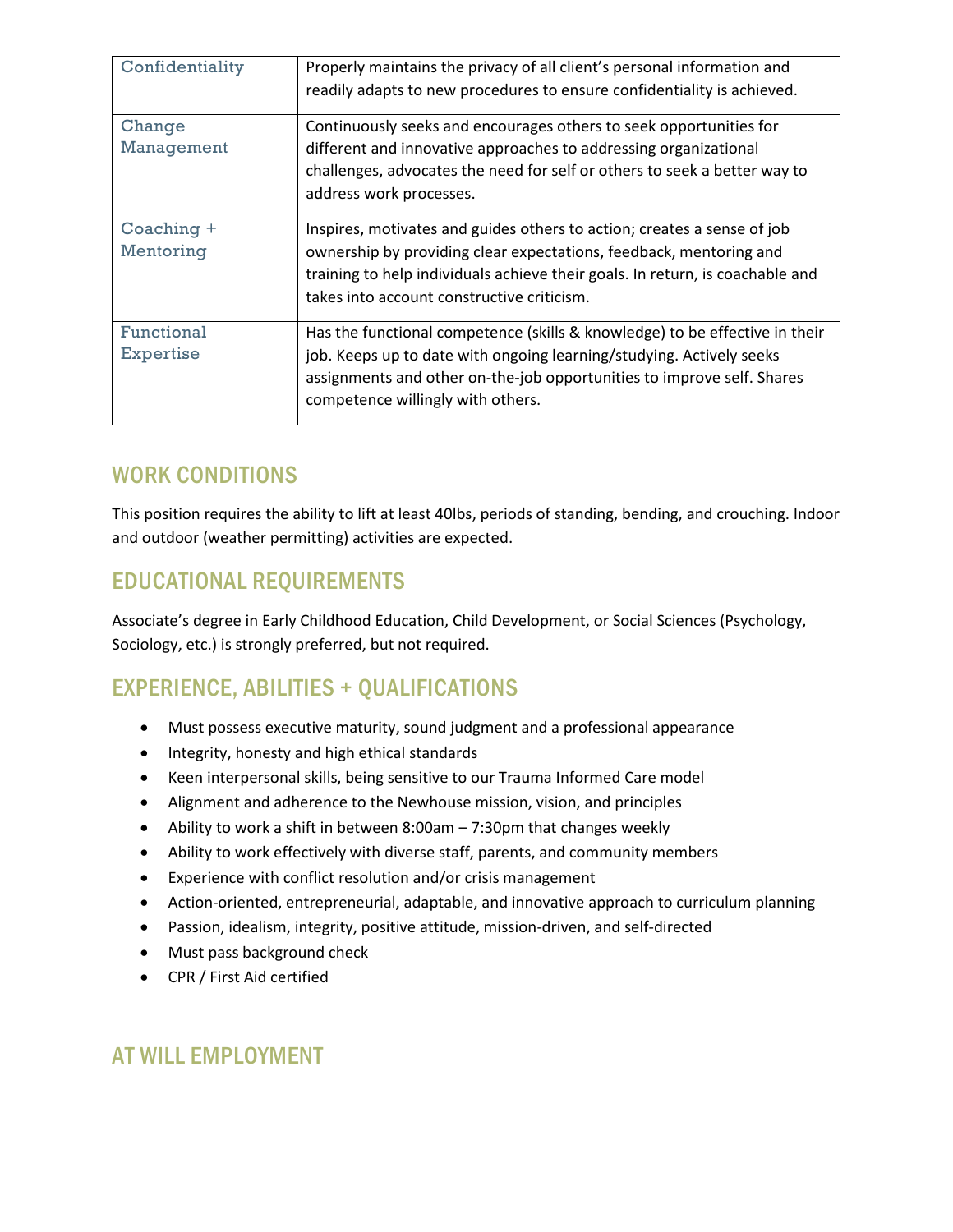| | |
|---|---|
| Confidentiality | Properly maintains the privacy of all client's personal information and readily adapts to new procedures to ensure confidentiality is achieved. |
| Change Management | Continuously seeks and encourages others to seek opportunities for different and innovative approaches to addressing organizational challenges, advocates the need for self or others to seek a better way to address work processes. |
| Coaching + Mentoring | Inspires, motivates and guides others to action; creates a sense of job ownership by providing clear expectations, feedback, mentoring and training to help individuals achieve their goals. In return, is coachable and takes into account constructive criticism. |
| Functional Expertise | Has the functional competence (skills & knowledge) to be effective in their job. Keeps up to date with ongoing learning/studying. Actively seeks assignments and other on-the-job opportunities to improve self. Shares competence willingly with others. |

## WORK CONDITIONS

This position requires the ability to lift at least 40lbs, periods of standing, bending, and crouching. Indoor and outdoor (weather permitting) activities are expected.

## EDUCATIONAL REQUIREMENTS

Associate's degree in Early Childhood Education, Child Development, or Social Sciences (Psychology, Sociology, etc.) is strongly preferred, but not required.

## EXPERIENCE, ABILITIES + QUALIFICATIONS

- Must possess executive maturity, sound judgment and a professional appearance
- Integrity, honesty and high ethical standards
- Keen interpersonal skills, being sensitive to our Trauma Informed Care model
- Alignment and adherence to the Newhouse mission, vision, and principles
- Ability to work a shift in between 8:00am – 7:30pm that changes weekly
- Ability to work effectively with diverse staff, parents, and community members
- Experience with conflict resolution and/or crisis management
- Action-oriented, entrepreneurial, adaptable, and innovative approach to curriculum planning
- Passion, idealism, integrity, positive attitude, mission-driven, and self-directed
- Must pass background check
- CPR / First Aid certified

## AT WILL EMPLOYMENT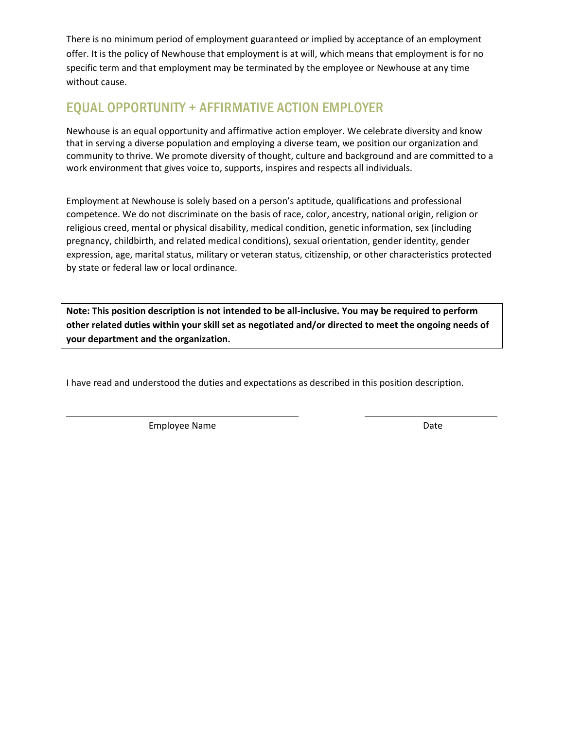There is no minimum period of employment guaranteed or implied by acceptance of an employment offer. It is the policy of Newhouse that employment is at will, which means that employment is for no specific term and that employment may be terminated by the employee or Newhouse at any time without cause.

## EQUAL OPPORTUNITY + AFFIRMATIVE ACTION EMPLOYER

Newhouse is an equal opportunity and affirmative action employer. We celebrate diversity and know that in serving a diverse population and employing a diverse team, we position our organization and community to thrive. We promote diversity of thought, culture and background and are committed to a work environment that gives voice to, supports, inspires and respects all individuals.

Employment at Newhouse is solely based on a person's aptitude, qualifications and professional competence. We do not discriminate on the basis of race, color, ancestry, national origin, religion or religious creed, mental or physical disability, medical condition, genetic information, sex (including pregnancy, childbirth, and related medical conditions), sexual orientation, gender identity, gender expression, age, marital status, military or veteran status, citizenship, or other characteristics protected by state or federal law or local ordinance.

**Note: This position description is not intended to be all-inclusive. You may be required to perform other related duties within your skill set as negotiated and/or directed to meet the ongoing needs of your department and the organization.**

I have read and understood the duties and expectations as described in this position description.

______________________________ ______________

Employee Name Date